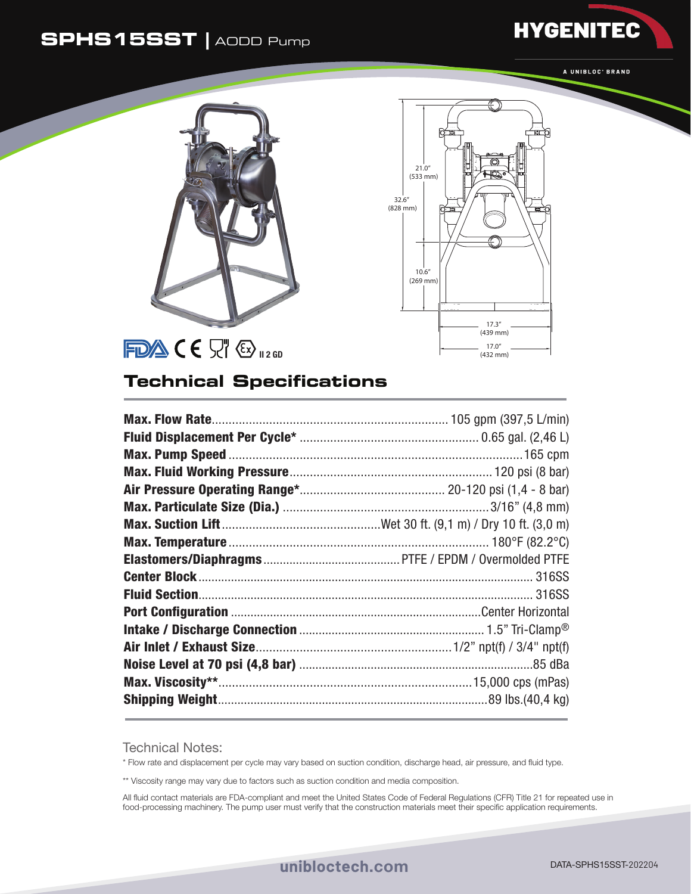# SPHS15SST | AODD Pump

HYGENITEC

A UNIBLOC® BRAND

21.0" (533 mm)

32.6" (828 mm)

10.6" (269 mm)

17.3" (439 mm)

17.0" (432 mm)

II 2 GD

## Technical Specifications

| Specification | Value |
|---|---|
| **Max. Flow Rate** | 105 gpm (397,5 L/min) |
| **Fluid Displacement Per Cycle*** | 0.65 gal. (2,46 L) |
| **Max. Pump Speed** | 165 cpm |
| **Max. Fluid Working Pressure** | 120 psi (8 bar) |
| **Air Pressure Operating Range*** | 20-120 psi (1,4 - 8 bar) |
| **Max. Particulate Size (Dia.)** | 3/16" (4,8 mm) |
| **Max. Suction Lift** | Wet 30 ft. (9,1 m) / Dry 10 ft. (3,0 m) |
| **Max. Temperature** | 180°F (82.2°C) |
| **Elastomers/Diaphragms** | PTFE / EPDM / Overmolded PTFE |
| **Center Block** | 316SS |
| **Fluid Section** | 316SS |
| **Port Configuration** | Center Horizontal |
| **Intake / Discharge Connection** | 1.5" Tri-Clamp® |
| **Air Inlet / Exhaust Size** | 1/2" npt(f) / 3/4" npt(f) |
| **Noise Level at 70 psi (4,8 bar)** | 85 dBa |
| **Max. Viscosity**** | 15,000 cps (mPas) |
| **Shipping Weight** | 89 lbs.(40,4 kg) |

Technical Notes:

* Flow rate and displacement per cycle may vary based on suction condition, discharge head, air pressure, and fluid type.

** Viscosity range may vary due to factors such as suction condition and media composition.

All fluid contact materials are FDA-compliant and meet the United States Code of Federal Regulations (CFR) Title 21 for repeated use in food-processing machinery. The pump user must verify that the construction materials meet their specific application requirements.

unibloctech.com

DATA-SPHS15SST-202204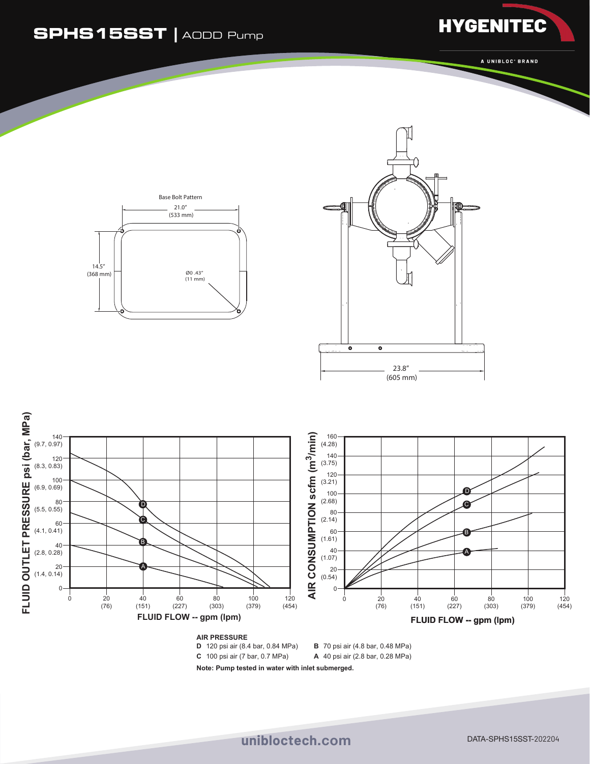# SPHS15SST | AODD Pump

HYGENITEC

A UNIBLOC® BRAND

Base Bolt Pattern

21.0″
(533 mm)

14.5″
(368 mm)

Ø0 .43″
(11 mm)

23.8″
(605 mm)

FLUID OUTLET PRESSURE psi (bar, MPa)

140 (9.7, 0.97)
120 (8.3, 0.83)
100 (6.9, 0.69)
80 (5.5, 0.55)
60 (4.1, 0.41)
40 (2.8, 0.28)
20 (1.4, 0.14)
0

0
20 (76)
40 (151)
60 (227)
80 (303)
100 (379)
120 (454)

FLUID FLOW -- gpm (lpm)

AIR CONSUMPTION scfm (m$^3$/min)

160 (4.28)
140 (3.75)
120 (3.21)
100 (2.68)
80 (2.14)
60 (1.61)
40 (1.07)
20 (0.54)
0

0
20 (76)
40 (151)
60 (227)
80 (303)
100 (379)
120 (454)

FLUID FLOW -- gpm (lpm)

**AIR PRESSURE**

**D** 120 psi air (8.4 bar, 0.84 MPa)
**C** 100 psi air (7 bar, 0.7 MPa)
**B** 70 psi air (4.8 bar, 0.48 MPa)
**A** 40 psi air (2.8 bar, 0.28 MPa)

**Note: Pump tested in water with inlet submerged.**

unibloctech.com

DATA-SPHS15SST-202204